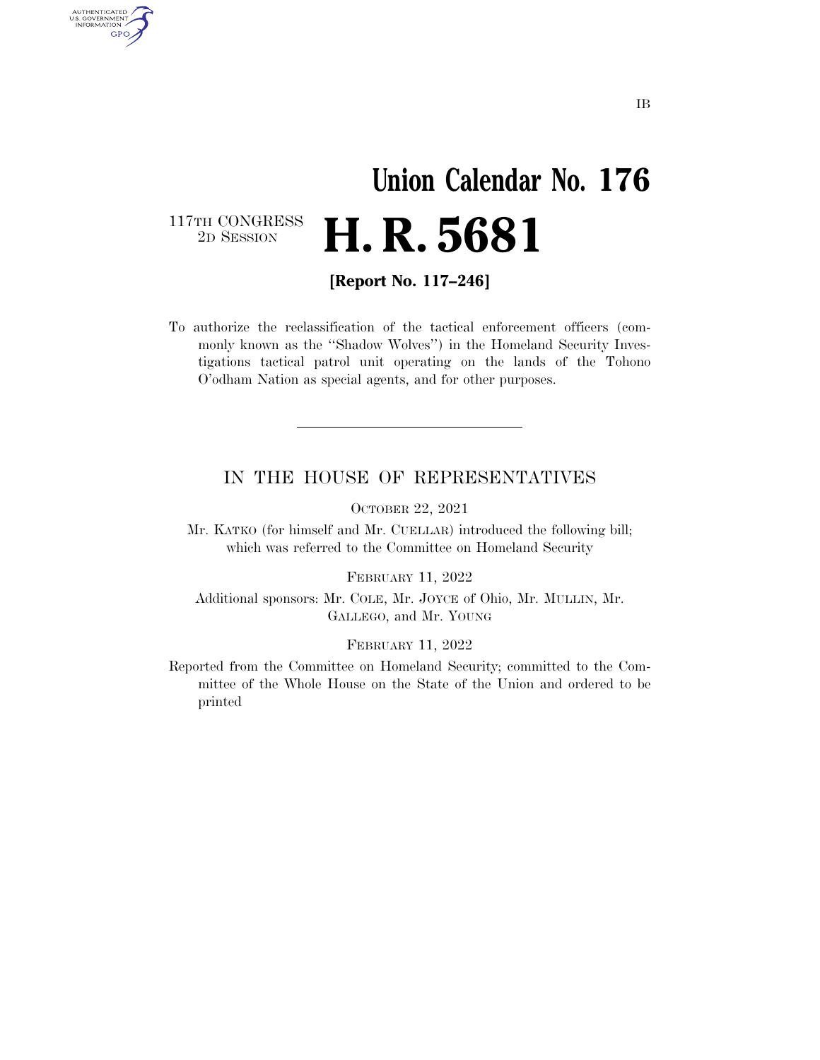IB

# Union Calendar No. 176

117TH CONGRESS
2D SESSION

# H. R. 5681

**[Report No. 117–246]**

To authorize the reclassification of the tactical enforcement officers (commonly known as the ''Shadow Wolves'') in the Homeland Security Investigations tactical patrol unit operating on the lands of the Tohono O'odham Nation as special agents, and for other purposes.

---

## IN THE HOUSE OF REPRESENTATIVES

OCTOBER 22, 2021

Mr. KATKO (for himself and Mr. CUELLAR) introduced the following bill; which was referred to the Committee on Homeland Security

FEBRUARY 11, 2022

Additional sponsors: Mr. COLE, Mr. JOYCE of Ohio, Mr. MULLIN, Mr. GALLEGO, and Mr. YOUNG

FEBRUARY 11, 2022

Reported from the Committee on Homeland Security; committed to the Committee of the Whole House on the State of the Union and ordered to be printed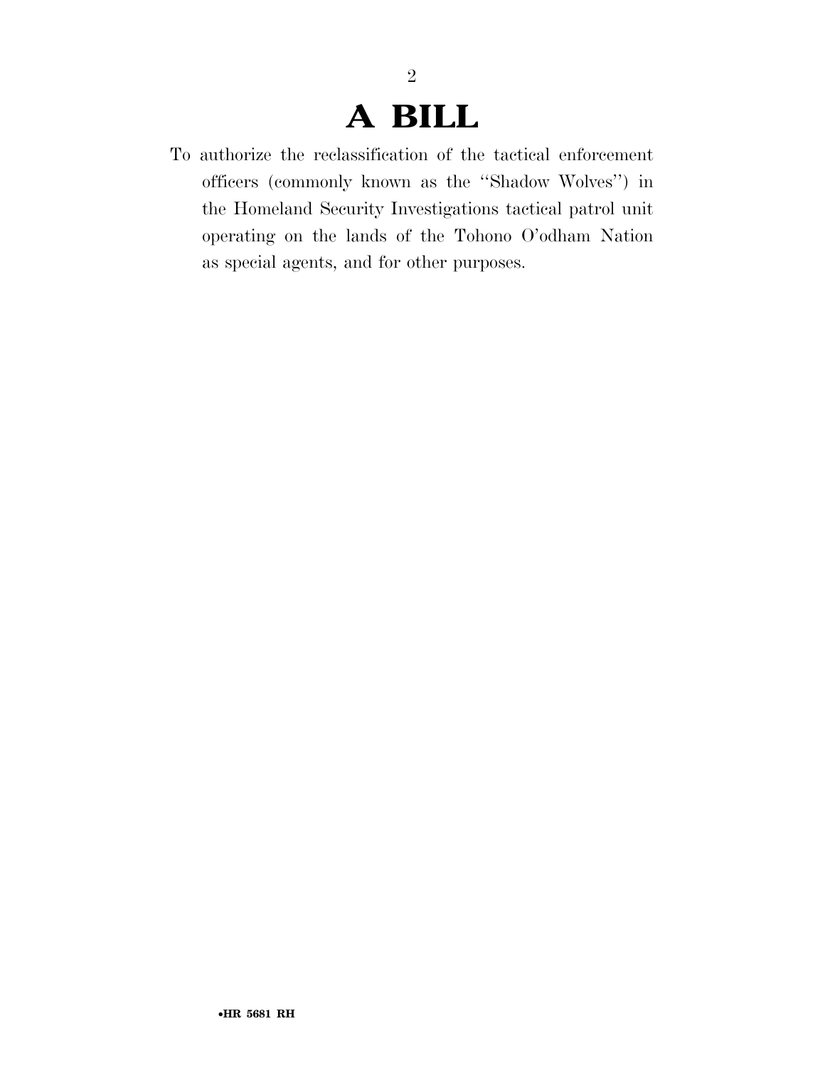# A BILL

To authorize the reclassification of the tactical enforcement officers (commonly known as the ''Shadow Wolves'') in the Homeland Security Investigations tactical patrol unit operating on the lands of the Tohono O'odham Nation as special agents, and for other purposes.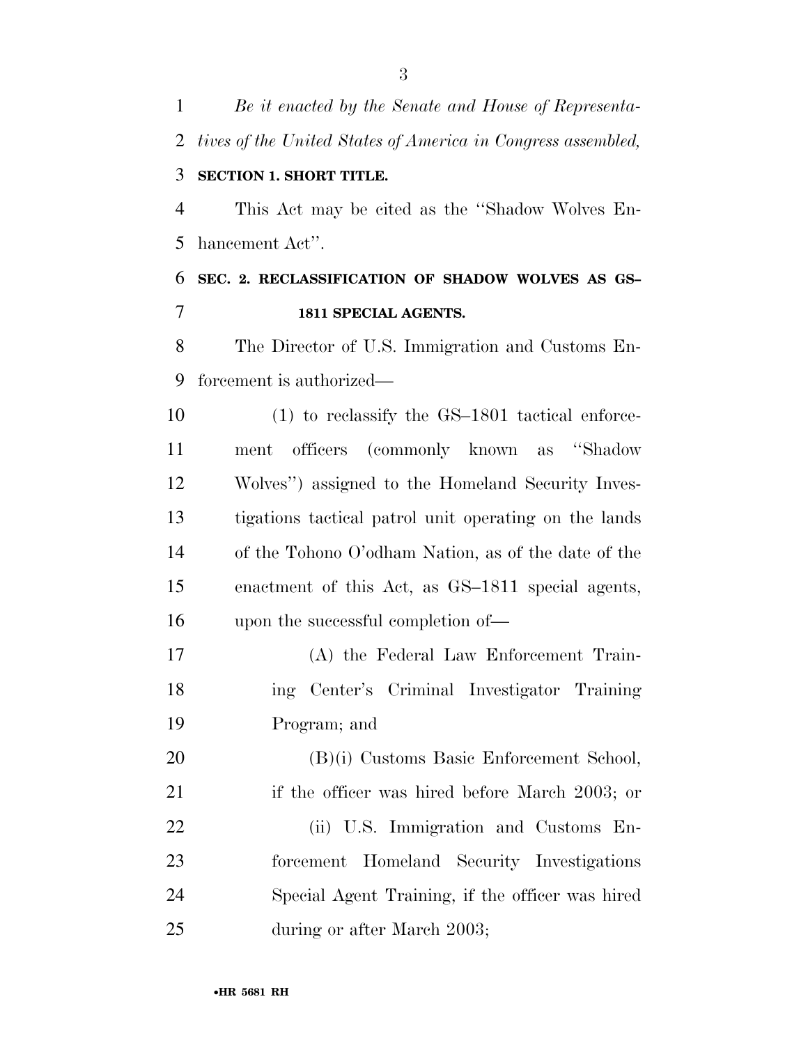*Be it enacted by the Senate and House of Representatives of the United States of America in Congress assembled,*

**SECTION 1. SHORT TITLE.**

This Act may be cited as the ''Shadow Wolves Enhancement Act''.

**SEC. 2. RECLASSIFICATION OF SHADOW WOLVES AS GS–1811 SPECIAL AGENTS.**

The Director of U.S. Immigration and Customs Enforcement is authorized—

(1) to reclassify the GS–1801 tactical enforcement officers (commonly known as ''Shadow Wolves'') assigned to the Homeland Security Investigations tactical patrol unit operating on the lands of the Tohono O'odham Nation, as of the date of the enactment of this Act, as GS–1811 special agents, upon the successful completion of—

(A) the Federal Law Enforcement Training Center's Criminal Investigator Training Program; and

(B)(i) Customs Basic Enforcement School, if the officer was hired before March 2003; or

(ii) U.S. Immigration and Customs Enforcement Homeland Security Investigations Special Agent Training, if the officer was hired during or after March 2003;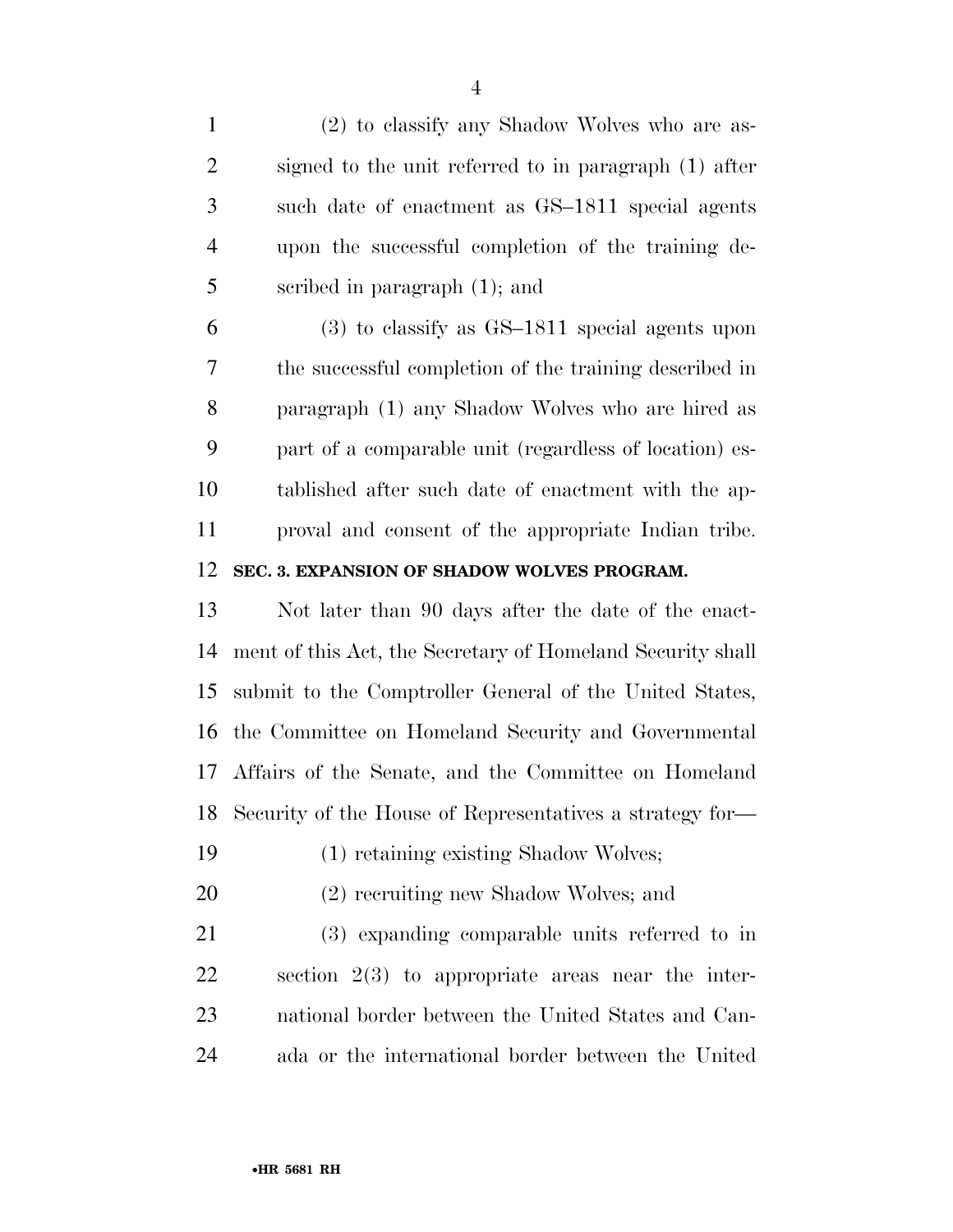(2) to classify any Shadow Wolves who are assigned to the unit referred to in paragraph (1) after such date of enactment as GS–1811 special agents upon the successful completion of the training described in paragraph (1); and

(3) to classify as GS–1811 special agents upon the successful completion of the training described in paragraph (1) any Shadow Wolves who are hired as part of a comparable unit (regardless of location) established after such date of enactment with the approval and consent of the appropriate Indian tribe.

**SEC. 3. EXPANSION OF SHADOW WOLVES PROGRAM.**

Not later than 90 days after the date of the enactment of this Act, the Secretary of Homeland Security shall submit to the Comptroller General of the United States, the Committee on Homeland Security and Governmental Affairs of the Senate, and the Committee on Homeland Security of the House of Representatives a strategy for—

(1) retaining existing Shadow Wolves;

(2) recruiting new Shadow Wolves; and

(3) expanding comparable units referred to in section 2(3) to appropriate areas near the international border between the United States and Canada or the international border between the United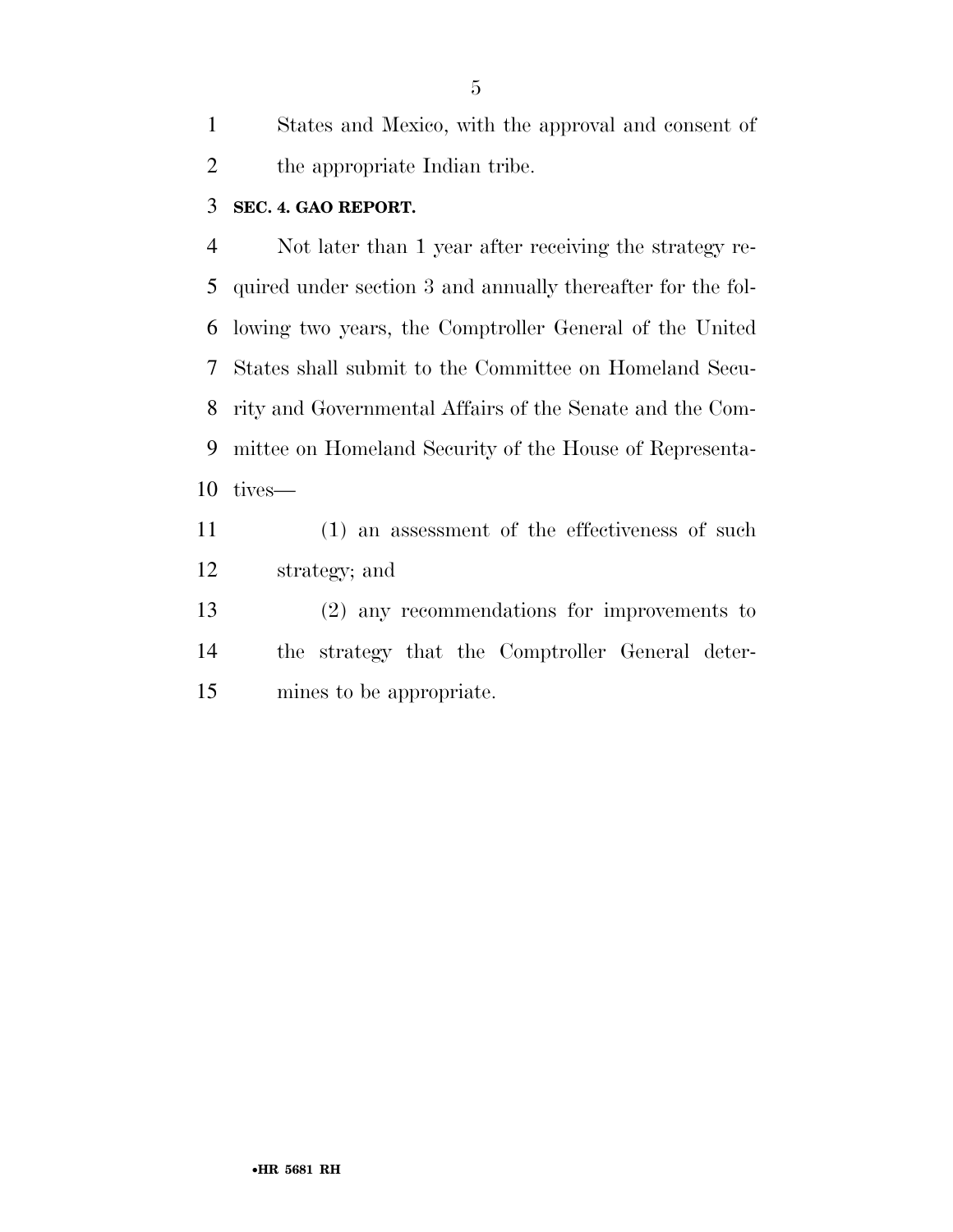States and Mexico, with the approval and consent of the appropriate Indian tribe.

**SEC. 4. GAO REPORT.**

Not later than 1 year after receiving the strategy required under section 3 and annually thereafter for the following two years, the Comptroller General of the United States shall submit to the Committee on Homeland Security and Governmental Affairs of the Senate and the Committee on Homeland Security of the House of Representatives—

(1) an assessment of the effectiveness of such strategy; and

(2) any recommendations for improvements to the strategy that the Comptroller General determines to be appropriate.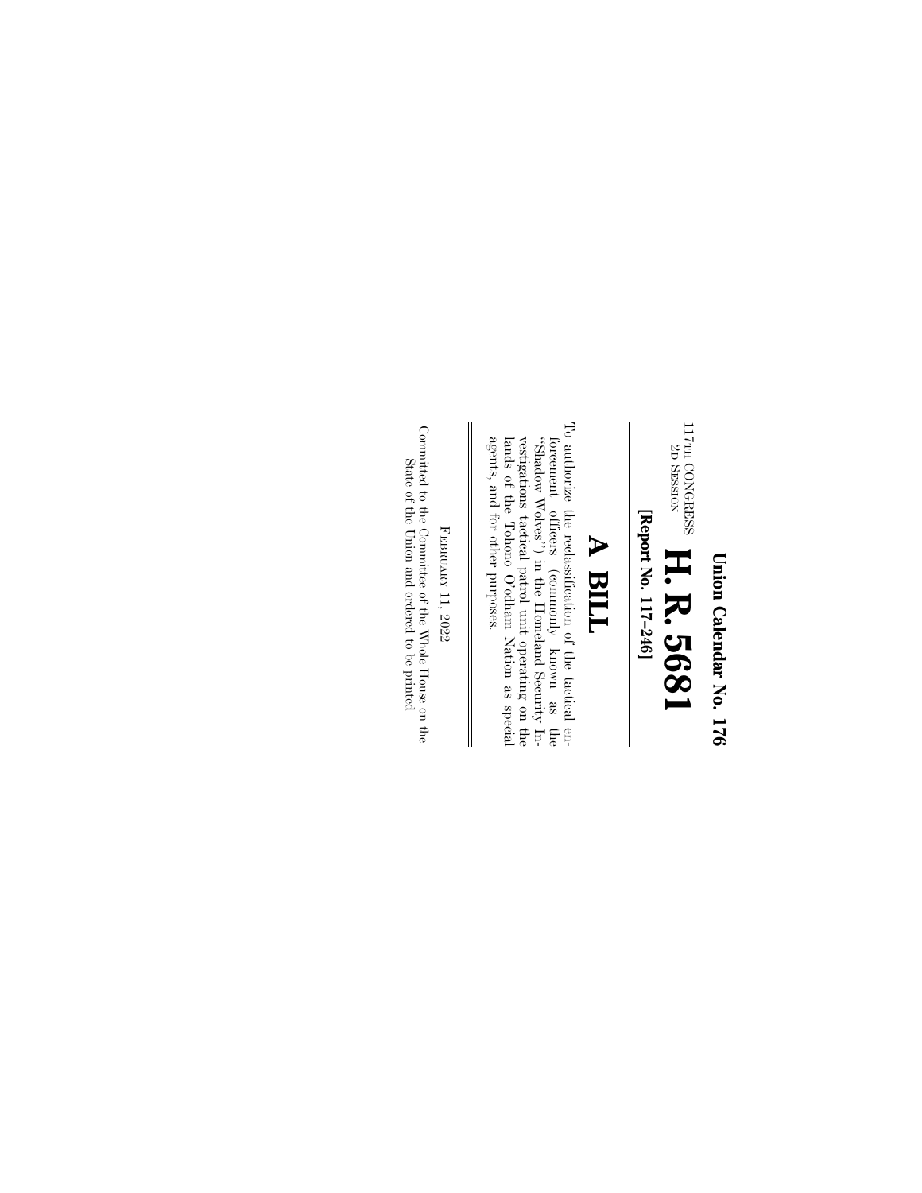Union Calendar No. 176

117TH CONGRESS
2D SESSION

# H. R. 5681

[Report No. 117–246]

# A BILL

To authorize the reclassification of the tactical enforcement officers (commonly known as the "Shadow Wolves") in the Homeland Security Investigations tactical patrol unit operating on the lands of the Tohono O'odham Nation as special agents, and for other purposes.

FEBRUARY 11, 2022

Committed to the Committee of the Whole House on the State of the Union and ordered to be printed